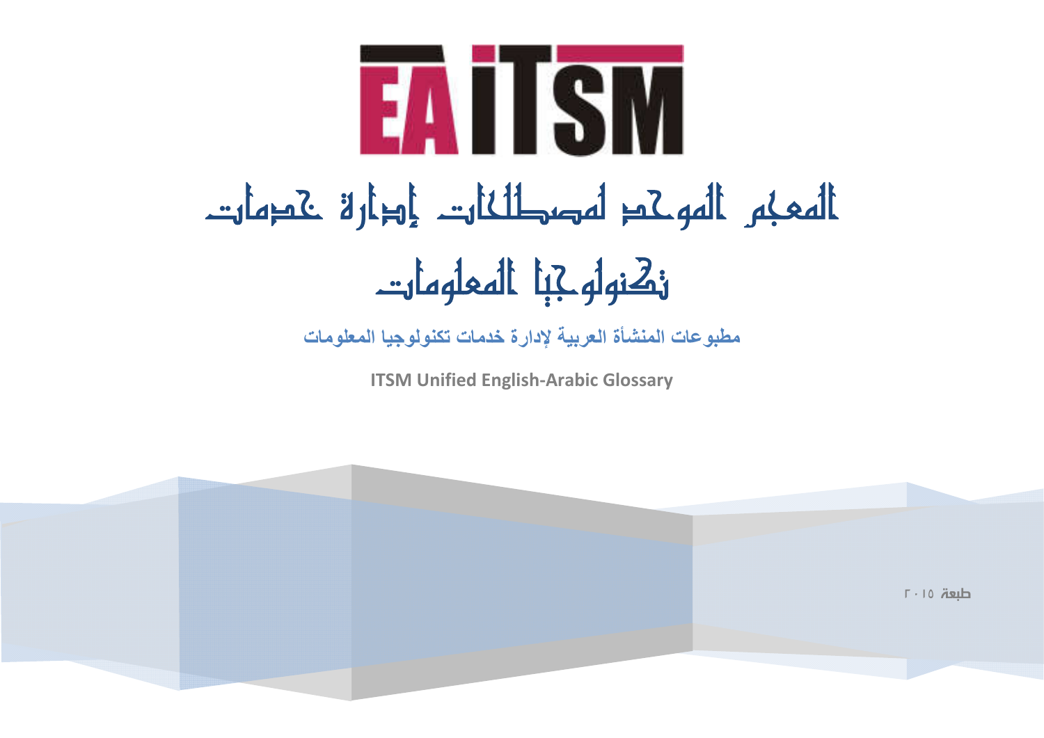# EAITSM

# المعجم الموحد لمصطلحات إدارة خدمات تكنولوجيا المعلومات

**مطبوعات المنشأة العربية لإدارة خدمات تكنولوجيا المعلومات**

**ITSM Unified English-Arabic Glossary**

طبعة ٢٠١٥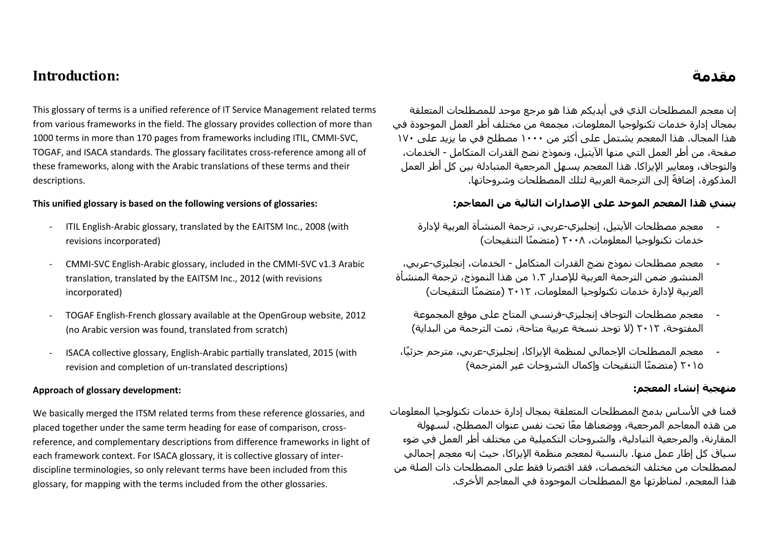## Introduction:

This glossary of terms is a unified reference of IT Service Management related terms from various frameworks in the field. The glossary provides collection of more than 1000 terms in more than 170 pages from frameworks including ITIL, CMMI-SVC, TOGAF, and ISACA standards. The glossary facilitates cross-reference among all of these frameworks, along with the Arabic translations of these terms and their descriptions.

**This unified glossary is based on the following versions of glossaries:**

- ITIL English-Arabic glossary, translated by the EAITSM Inc., 2008 (with revisions incorporated)
- CMMI-SVC English-Arabic glossary, included in the CMMI-SVC v1.3 Arabic translation, translated by the EAITSM Inc., 2012 (with revisions incorporated)
- TOGAF English-French glossary available at the OpenGroup website, 2012 (no Arabic version was found, translated from scratch)
- ISACA collective glossary, English-Arabic partially translated, 2015 (with revision and completion of un-translated descriptions)

**Approach of glossary development:**

We basically merged the ITSM related terms from these reference glossaries, and placed together under the same term heading for ease of comparison, cross-reference, and complementary descriptions from difference frameworks in light of each framework context. For ISACA glossary, it is collective glossary of inter-discipline terminologies, so only relevant terms have been included from this glossary, for mapping with the terms included from the other glossaries.

## مقدمة

إن معجم المصطلحات الذي في أيديكم هذا هو مرجع موحد للمصطلحات المتعلقة بمجال إدارة خدمات تكنولوجيا المعلومات، مجمعة من مختلف أطر العمل الموجودة في هذا المجال. هذا المعجم يشتمل على أكثر من ١٠٠٠ مصطلح في ما يزيد على ١٧٠ صفحة، من أطر العمل التي منها الآيتيل، ونموذج نضج القدرات المتكامل - الخدمات، والتوجاف، ومعايير الإيزاكا. هذا المعجم يسهل المرجعية المتبادلة بين كل أطر العمل المذكورة، إضافةً إلى الترجمة العربية لتلك المصطلحات وشروحاتها.

**ينبني هذا المعجم الموحد على الإصدارات التالية من المعاجم:**

- معجم مصطلحات الآيتيل، إنجليزي-عربي، ترجمة المنشأة العربية لإدارة خدمات تكنولوجيا المعلومات، ٢٠٠٨ (متضمنًا التنقيحات)
- معجم مصطلحات نموذج نضج القدرات المتكامل - الخدمات، إنجليزي-عربي، المنشور ضمن الترجمة العربية للإصدار ١.٣ من هذا النموذج، ترجمة المنشأة العربية لإدارة خدمات تكنولوجيا المعلومات، ٢٠١٢ (متضمنًا التنقيحات)
- معجم مصطلحات التوجاف إنجليزي-فرنسي المتاح على موقع المجموعة المفتوحة، ٢٠١٢ (لا توجد نسخة عربية متاحة، تمت الترجمة من البداية)
- معجم المصطلحات الإجمالي لمنظمة الإيزاكا، إنجليزي-عربي، مترجم جزئيًا، ٢٠١٥ (متضمنًا التنقيحات وإكمال الشروحات غير المترجمة)

**منهجية إنشاء المعجم:**

قمنا في الأساس بدمج المصطلحات المتعلقة بمجال إدارة خدمات تكنولوجيا المعلومات من هذه المعاجم المرجعية، ووضعناها معًا تحت نفس عنوان المصطلح، لسهولة المقارنة، والمرجعية التبادلية، والشروحات التكميلية من مختلف أطر العمل في ضوء سياق كل إطار عمل منها. بالنسبة لمعجم منظمة الإيزاكا، حيث إنه معجم إجمالي لمصطلحات من مختلف التخصصات، فقد اقتصرنا فقط على المصطلحات ذات الصلة من هذا المعجم، لمناظرتها مع المصطلحات الموجودة في المعاجم الأخرى.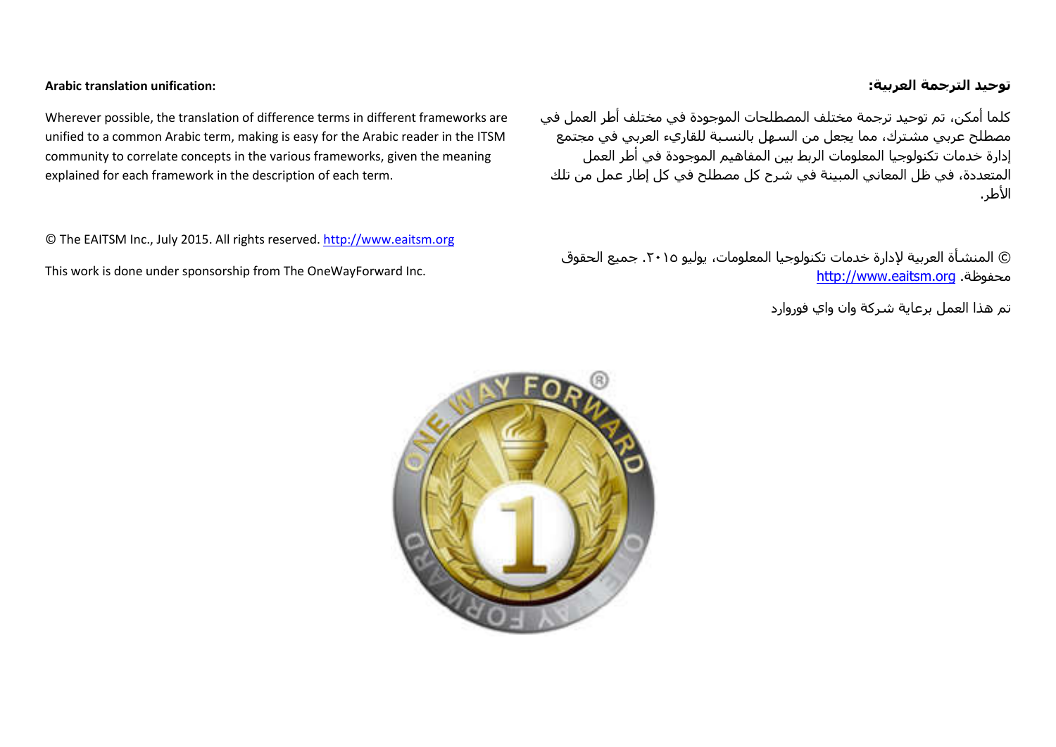**Arabic translation unification:**

Wherever possible, the translation of difference terms in different frameworks are unified to a common Arabic term, making is easy for the Arabic reader in the ITSM community to correlate concepts in the various frameworks, given the meaning explained for each framework in the description of each term.

© The EAITSM Inc., July 2015. All rights reserved. http://www.eaitsm.org

This work is done under sponsorship from The OneWayForward Inc.

**توحيد الترجمة العربية:**

كلما أمكن، تم توحيد ترجمة مختلف المصطلحات الموجودة في مختلف أطر العمل في مصطلح عربي مشترك، مما يجعل من السهل بالنسبة للقاريء العربي في مجتمع إدارة خدمات تكنولوجيا المعلومات الربط بين المفاهيم الموجودة في أطر العمل المتعددة، في ظل المعاني المبينة في شرح كل مصطلح في كل إطار عمل من تلك الأطر.

© المنشأة العربية لإدارة خدمات تكنولوجيا المعلومات، يوليو ٢٠١٥. جميع الحقوق محفوظة. http://www.eaitsm.org

تم هذا العمل برعاية شركة وان واي فوروارد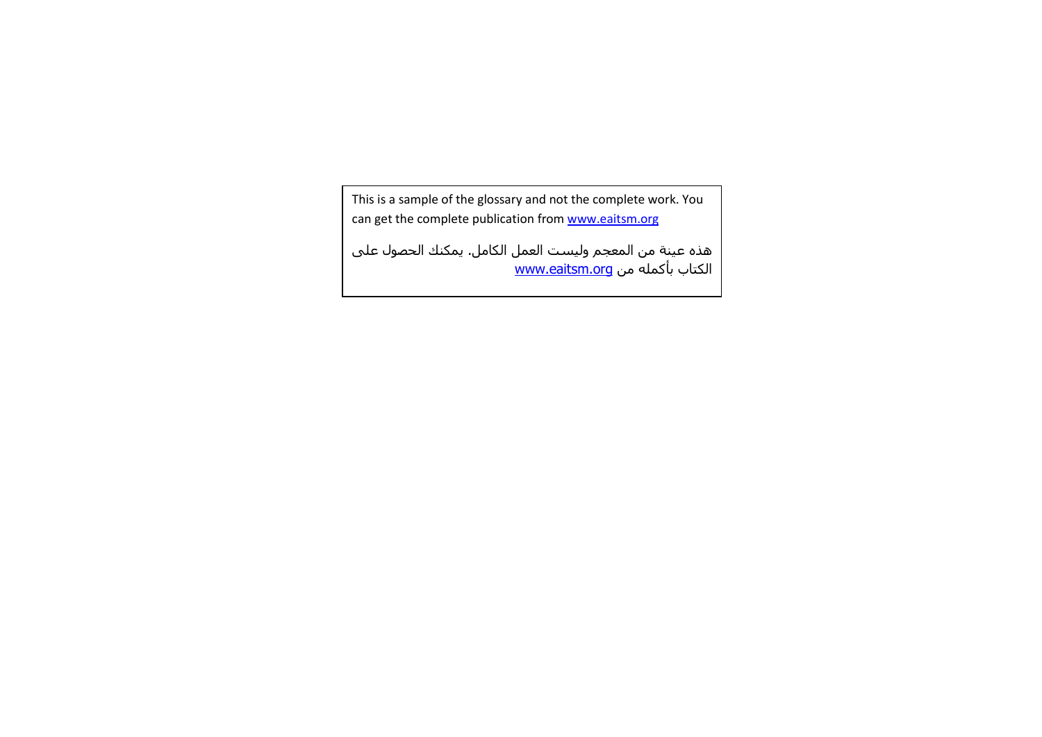This is a sample of the glossary and not the complete work. You can get the complete publication from www.eaitsm.org

هذه عينة من المعجم وليست العمل الكامل. يمكنك الحصول على الكتاب بأكمله من www.eaitsm.org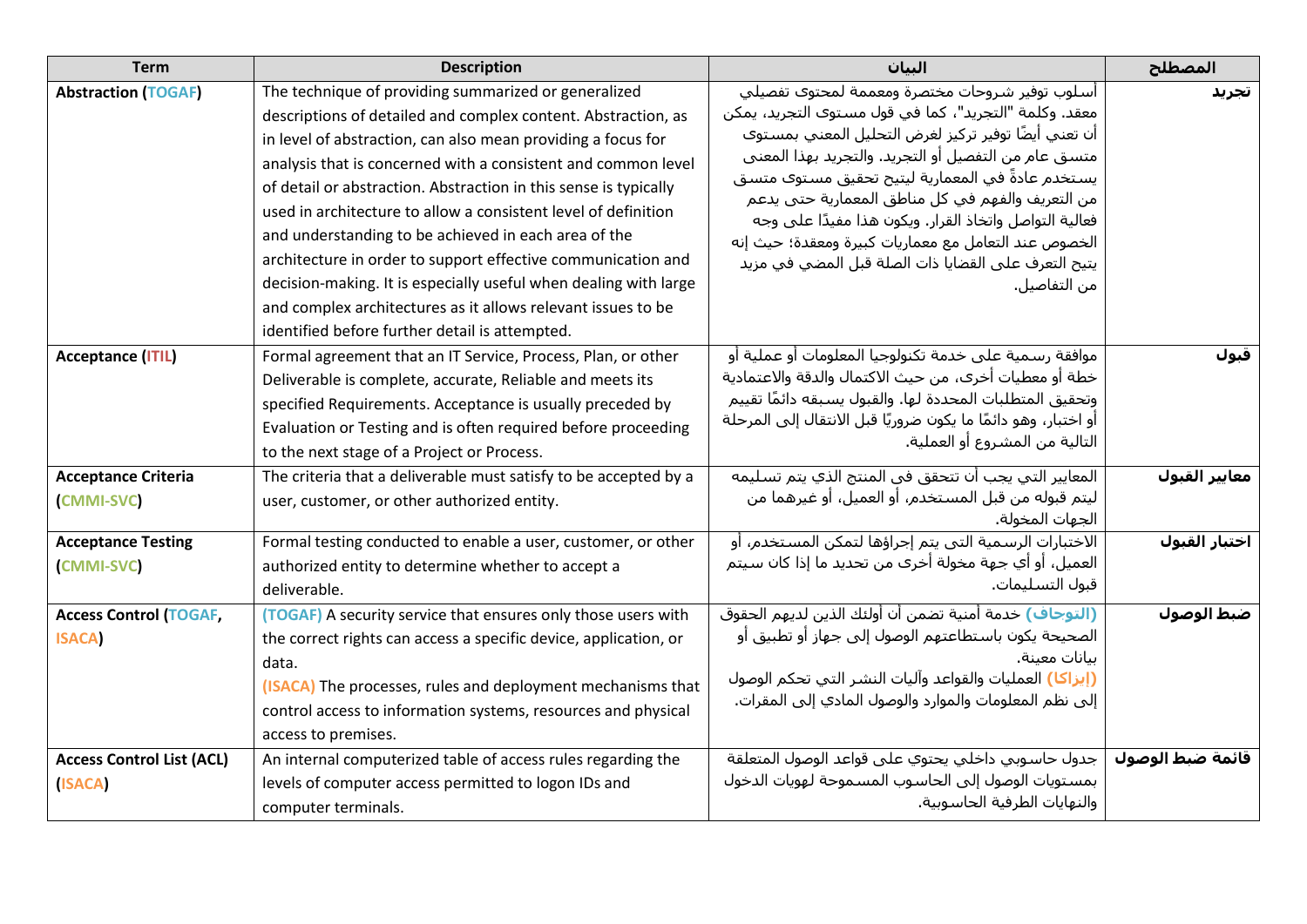| Term | Description | البيان | المصطلح |
|---|---|---|---|
| **Abstraction (TOGAF)** | The technique of providing summarized or generalized descriptions of detailed and complex content. Abstraction, as in level of abstraction, can also mean providing a focus for analysis that is concerned with a consistent and common level of detail or abstraction. Abstraction in this sense is typically used in architecture to allow a consistent level of definition and understanding to be achieved in each area of the architecture in order to support effective communication and decision-making. It is especially useful when dealing with large and complex architectures as it allows relevant issues to be identified before further detail is attempted. | أسلوب توفير شروحات مختصرة ومعممة لمحتوى تفصيلي معقد. وكلمة "التجريد"، كما في قول مستوى التجريد، يمكن أن تعني أيضًا توفير تركيز لغرض التحليل المعني بمستوى متسق عام من التفصيل أو التجريد. والتجريد بهذا المعنى يستخدم عادةً في المعمارية ليتيح تحقيق مستوى متسق من التعريف والفهم في كل مناطق المعمارية حتى يدعم فعالية التواصل واتخاذ القرار. ويكون هذا مفيدًا على وجه الخصوص عند التعامل مع معماريات كبيرة ومعقدة؛ حيث إنه يتيح التعرف على القضايا ذات الصلة قبل المضي في مزيد من التفاصيل. | **تجريد** |
| **Acceptance (ITIL)** | Formal agreement that an IT Service, Process, Plan, or other Deliverable is complete, accurate, Reliable and meets its specified Requirements. Acceptance is usually preceded by Evaluation or Testing and is often required before proceeding to the next stage of a Project or Process. | موافقة رسمية على خدمة تكنولوجيا المعلومات أو عملية أو خطة أو معطيات أخرى، من حيث الاكتمال والدقة والاعتمادية وتحقيق المتطلبات المحددة لها. والقبول يسبقه دائمًا تقييم أو اختبار، وهو دائمًا ما يكون ضروريًا قبل الانتقال إلى المرحلة التالية من المشروع أو العملية. | **قبول** |
| **Acceptance Criteria (CMMI-SVC)** | The criteria that a deliverable must satisfy to be accepted by a user, customer, or other authorized entity. | المعايير التي يجب أن تتحقق في المنتج الذي يتم تسليمه ليتم قبوله من قبل المستخدم، أو العميل، أو غيرهما من الجهات المخولة. | **معايير القبول** |
| **Acceptance Testing (CMMI-SVC)** | Formal testing conducted to enable a user, customer, or other authorized entity to determine whether to accept a deliverable. | الاختبارات الرسمية التي يتم إجراؤها لتمكن المستخدم، أو العميل، أو أي جهة مخولة أخرى من تحديد ما إذا كان سيتم قبول التسليمات. | **اختبار القبول** |
| **Access Control (TOGAF, ISACA)** | (TOGAF) A security service that ensures only those users with the correct rights can access a specific device, application, or data.<br>(ISACA) The processes, rules and deployment mechanisms that control access to information systems, resources and physical access to premises. | (التوجاف) خدمة أمنية تضمن أن أولئك الذين لديهم الحقوق الصحيحة يكون باستطاعتهم الوصول إلى جهاز أو تطبيق أو بيانات معينة.<br>(إيزاكا) العمليات والقواعد وآليات النشر التي تحكم الوصول إلى نظم المعلومات والموارد والوصول المادي إلى المقرات. | **ضبط الوصول** |
| **Access Control List (ACL) (ISACA)** | An internal computerized table of access rules regarding the levels of computer access permitted to logon IDs and computer terminals. | جدول حاسوبي داخلي يحتوي على قواعد الوصول المتعلقة بمستويات الوصول إلى الحاسوب المسموحة لهويات الدخول والنهايات الطرفية الحاسوبية. | **قائمة ضبط الوصول** |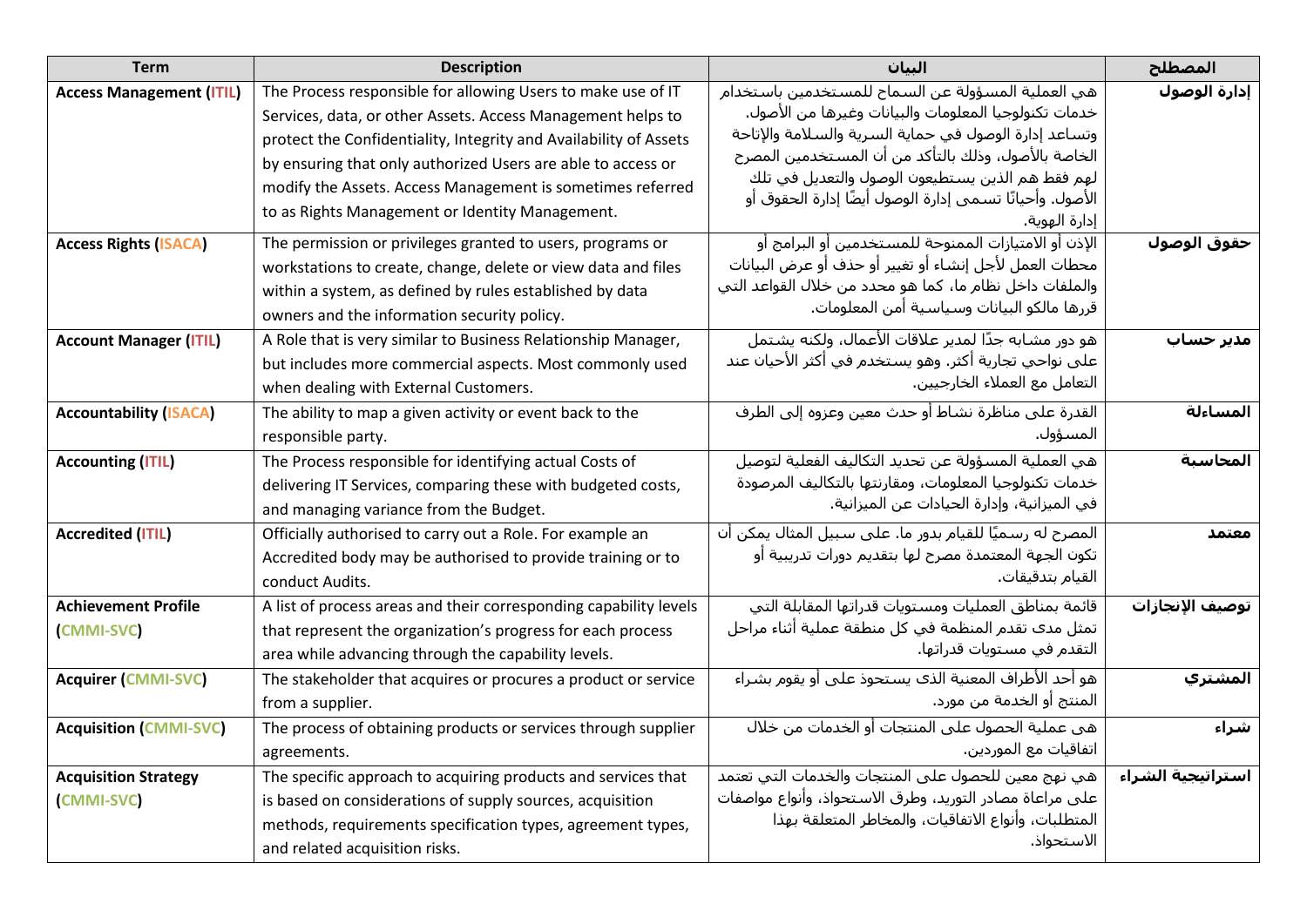| Term | Description | البيان | المصطلح |
|---|---|---|---|
| **Access Management (ITIL)** | The Process responsible for allowing Users to make use of IT Services, data, or other Assets. Access Management helps to protect the Confidentiality, Integrity and Availability of Assets by ensuring that only authorized Users are able to access or modify the Assets. Access Management is sometimes referred to as Rights Management or Identity Management. | هي العملية المسؤولة عن السماح للمستخدمين باستخدام خدمات تكنولوجيا المعلومات والبيانات وغيرها من الأصول. وتساعد إدارة الوصول في حماية السرية والسلامة والإتاحة الخاصة بالأصول، وذلك بالتأكد من أن المستخدمين المصرح لهم فقط هم الذين يستطيعون الوصول والتعديل في تلك الأصول. وأحيانًا تسمى إدارة الوصول أيضًا إدارة الحقوق أو إدارة الهوية. | **إدارة الوصول** |
| **Access Rights (ISACA)** | The permission or privileges granted to users, programs or workstations to create, change, delete or view data and files within a system, as defined by rules established by data owners and the information security policy. | الإذن أو الامتيازات الممنوحة للمستخدمين أو البرامج أو محطات العمل لأجل إنشاء أو تغيير أو حذف أو عرض البيانات والملفات داخل نظام ما، كما هو محدد من خلال القواعد التي قررها مالكو البيانات وسياسية أمن المعلومات. | **حقوق الوصول** |
| **Account Manager (ITIL)** | A Role that is very similar to Business Relationship Manager, but includes more commercial aspects. Most commonly used when dealing with External Customers. | هو دور مشابه جدًا لمدير علاقات الأعمال، ولكنه يشتمل على نواحي تجارية أكثر. وهو يستخدم في أكثر الأحيان عند التعامل مع العملاء الخارجيين. | **مدير حساب** |
| **Accountability (ISACA)** | The ability to map a given activity or event back to the responsible party. | القدرة على مناظرة نشاط أو حدث معين وعزوه إلى الطرف المسؤول. | **المساءلة** |
| **Accounting (ITIL)** | The Process responsible for identifying actual Costs of delivering IT Services, comparing these with budgeted costs, and managing variance from the Budget. | هي العملية المسؤولة عن تحديد التكاليف الفعلية لتوصيل خدمات تكنولوجيا المعلومات، ومقارنتها بالتكاليف المرصودة في الميزانية، وإدارة الحيادات عن الميزانية. | **المحاسبة** |
| **Accredited (ITIL)** | Officially authorised to carry out a Role. For example an Accredited body may be authorised to provide training or to conduct Audits. | المصرح له رسميًا للقيام بدور ما. على سبيل المثال يمكن أن تكون الجهة المعتمدة مصرح لها بتقديم دورات تدريبية أو القيام بتدقيقات. | **معتمد** |
| **Achievement Profile (CMMI-SVC)** | A list of process areas and their corresponding capability levels that represent the organization's progress for each process area while advancing through the capability levels. | قائمة بمناطق العمليات ومستويات قدراتها المقابلة التي تمثل مدى تقدم المنظمة في كل منطقة عملية أثناء مراحل التقدم في مستويات قدراتها. | **توصيف الإنجازات** |
| **Acquirer (CMMI-SVC)** | The stakeholder that acquires or procures a product or service from a supplier. | هو أحد الأطراف المعنية الذى يستحوذ على أو يقوم بشراء المنتج أو الخدمة من مورد. | **المشتري** |
| **Acquisition (CMMI-SVC)** | The process of obtaining products or services through supplier agreements. | هى عملية الحصول على المنتجات أو الخدمات من خلال اتفاقيات مع الموردين. | **شراء** |
| **Acquisition Strategy (CMMI-SVC)** | The specific approach to acquiring products and services that is based on considerations of supply sources, acquisition methods, requirements specification types, agreement types, and related acquisition risks. | هي نهج معين للحصول على المنتجات والخدمات التي تعتمد على مراعاة مصادر التوريد، وطرق الاستحواذ، وأنواع مواصفات المتطلبات، وأنواع الاتفاقيات، والمخاطر المتعلقة بهذا الاستحواذ. | **استراتيجية الشراء** |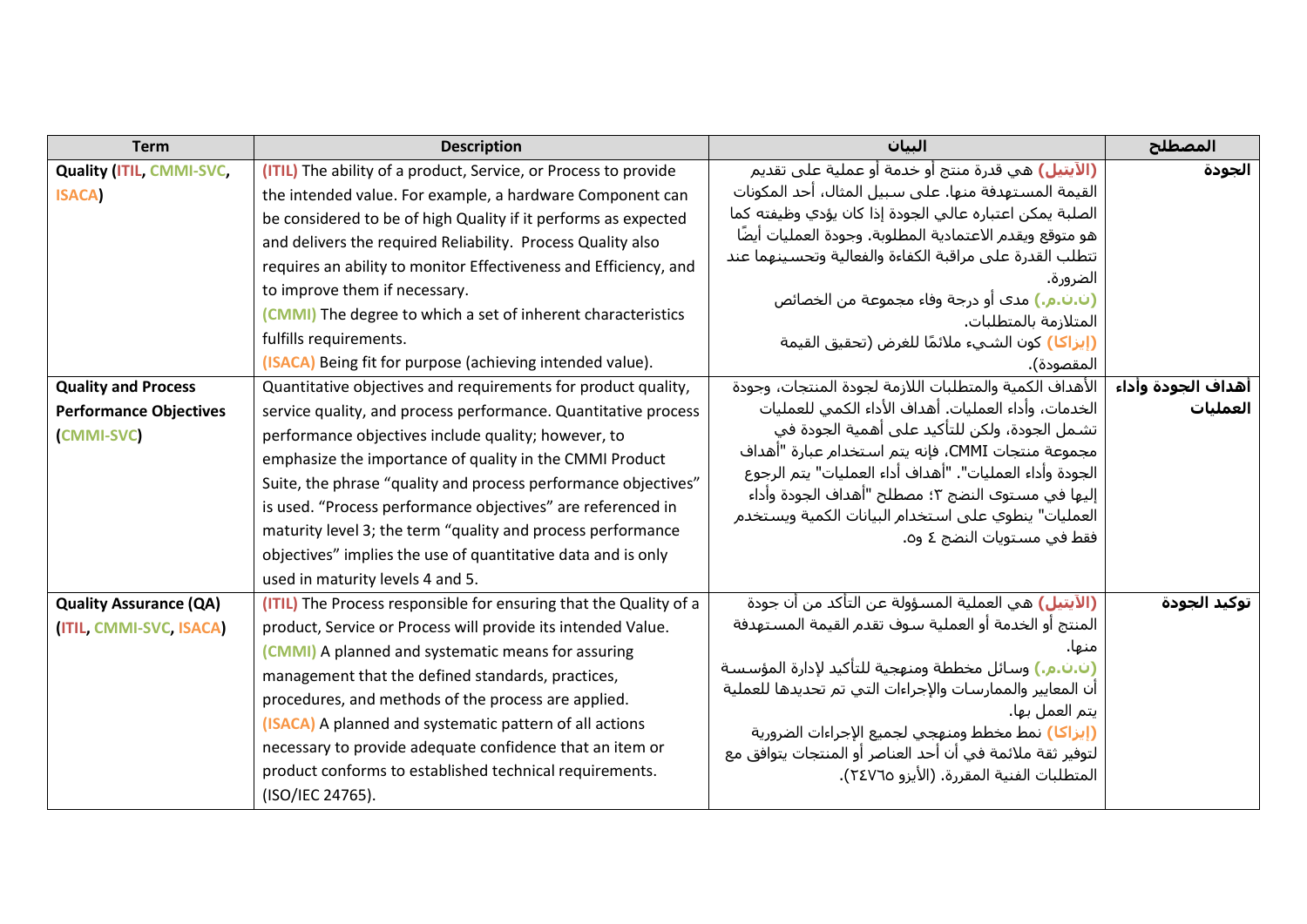| Term | Description | البيان | المصطلح |
|---|---|---|---|
| **Quality (ITIL, CMMI-SVC, ISACA)** | (ITIL) The ability of a product, Service, or Process to provide the intended value. For example, a hardware Component can be considered to be of high Quality if it performs as expected and delivers the required Reliability. Process Quality also requires an ability to monitor Effectiveness and Efficiency, and to improve them if necessary.<br>(CMMI) The degree to which a set of inherent characteristics fulfills requirements.<br>(ISACA) Being fit for purpose (achieving intended value). | (الآيتيل) هي قدرة منتج أو خدمة أو عملية على تقديم القيمة المستهدفة منها. على سبيل المثال، أحد المكونات الصلبة يمكن اعتباره عالي الجودة إذا كان يؤدي وظيفته كما هو متوقع ويقدم الاعتمادية المطلوبة. وجودة العمليات أيضًا تتطلب القدرة على مراقبة الكفاءة والفعالية وتحسينهما عند الضرورة.<br>(ن.ن.م.) مدى أو درجة وفاء مجموعة من الخصائص المتلازمة بالمتطلبات.<br>(إيزاكا) كون الشيء ملائمًا للغرض (تحقيق القيمة المقصودة). | **الجودة** |
| **Quality and Process Performance Objectives (CMMI-SVC)** | Quantitative objectives and requirements for product quality, service quality, and process performance. Quantitative process performance objectives include quality; however, to emphasize the importance of quality in the CMMI Product Suite, the phrase "quality and process performance objectives" is used. "Process performance objectives" are referenced in maturity level 3; the term "quality and process performance objectives" implies the use of quantitative data and is only used in maturity levels 4 and 5. | الأهداف الكمية والمتطلبات اللازمة لجودة المنتجات، وجودة الخدمات، وأداء العمليات. أهداف الأداء الكمي للعمليات تشمل الجودة، ولكن للتأكيد على أهمية الجودة في مجموعة منتجات CMMI، فإنه يتم استخدام عبارة "أهداف الجودة وأداء العمليات". "أهداف أداء العمليات" يتم الرجوع إليها في مستوى النضج ٣؛ مصطلح "أهداف الجودة وأداء العمليات" ينطوي على استخدام البيانات الكمية ويستخدم فقط في مستويات النضج ٤ و٥. | **أهداف الجودة وأداء العمليات** |
| **Quality Assurance (QA) (ITIL, CMMI-SVC, ISACA)** | (ITIL) The Process responsible for ensuring that the Quality of a product, Service or Process will provide its intended Value.<br>(CMMI) A planned and systematic means for assuring management that the defined standards, practices, procedures, and methods of the process are applied.<br>(ISACA) A planned and systematic pattern of all actions necessary to provide adequate confidence that an item or product conforms to established technical requirements. (ISO/IEC 24765). | (الآيتيل) هي العملية المسؤولة عن التأكد من أن جودة المنتج أو الخدمة أو العملية سوف تقدم القيمة المستهدفة منها.<br>(ن.ن.م.) وسائل مخططة ومنهجية للتأكيد لإدارة المؤسسة أن المعايير والممارسات والإجراءات التي تم تحديدها للعملية يتم العمل بها.<br>(إيزاكا) نمط مخطط ومنهجي لجميع الإجراءات الضرورية لتوفير ثقة ملائمة في أن أحد العناصر أو المنتجات يتوافق مع المتطلبات الفنية المقررة. (الأيزو ٢٤٧٦٥). | **توكيد الجودة** |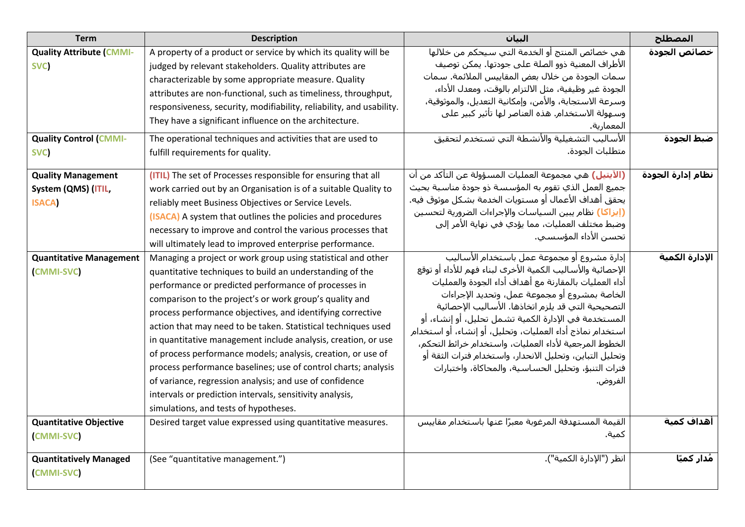| Term | Description | البيان | المصطلح |
|---|---|---|---|
| **Quality Attribute (CMMI-SVC)** | A property of a product or service by which its quality will be judged by relevant stakeholders. Quality attributes are characterizable by some appropriate measure. Quality attributes are non-functional, such as timeliness, throughput, responsiveness, security, modifiability, reliability, and usability. They have a significant influence on the architecture. | هي خصائص المنتج أو الخدمة التي سيحكم من خلالها الأطراف المعنية ذوو الصلة على جودتها. يمكن توصيف سمات الجودة من خلال بعض المقاييس الملائمة. سمات الجودة غير وظيفية، مثل الالتزام بالوقت، ومعدل الأداء، وسرعة الاستجابة، والأمن، وإمكانية التعديل، والموثوقية، وسهولة الاستخدام. هذه العناصر لها تأثير كبير على المعمارية. | **خصائص الجودة** |
| **Quality Control (CMMI-SVC)** | The operational techniques and activities that are used to fulfill requirements for quality. | الأساليب التشغيلية والأنشطة التي تستخدم لتحقيق متطلبات الجودة. | **ضبط الجودة** |
| **Quality Management System (QMS) (ITIL, ISACA)** | (ITIL) The set of Processes responsible for ensuring that all work carried out by an Organisation is of a suitable Quality to reliably meet Business Objectives or Service Levels. (ISACA) A system that outlines the policies and procedures necessary to improve and control the various processes that will ultimately lead to improved enterprise performance. | (الآيتيل) هي مجموعة العمليات المسؤولة عن التأكد من أن جميع العمل الذي تقوم به المؤسسة ذو جودة مناسبة بحيث يحقق أهداف الأعمال أو مستويات الخدمة بشكل موثوق فيه. (إيزاكا) نظام يبين السياسات والإجراءات الضرورية لتحسين وضبط مختلف العمليات، مما يؤدي في نهاية الأمر إلى تحسن الأداء المؤسسي. | **نظام إدارة الجودة** |
| **Quantitative Management (CMMI-SVC)** | Managing a project or work group using statistical and other quantitative techniques to build an understanding of the performance or predicted performance of processes in comparison to the project's or work group's quality and process performance objectives, and identifying corrective action that may need to be taken. Statistical techniques used in quantitative management include analysis, creation, or use of process performance models; analysis, creation, or use of process performance baselines; use of control charts; analysis of variance, regression analysis; and use of confidence intervals or prediction intervals, sensitivity analysis, simulations, and tests of hypotheses. | إدارة مشروع أو مجموعة عمل باستخدام الأساليب الإحصائية والأساليب الكمية الأخرى لبناء فهم للأداء أو توقع أداء العمليات بالمقارنة مع أهداف أداء الجودة والعمليات الخاصة بمشروع أو مجموعة عمل، وتحديد الإجراءات التصحيحية التي قد يلزم اتخاذها. الأساليب الإحصائية المستخدمة في الإدارة الكمية تشمل تحليل، أو إنشاء، أو استخدام نماذج أداء العمليات، وتحليل، أو إنشاء، أو استخدام الخطوط المرجعية لأداء العمليات، واستخدام خرائط التحكم، وتحليل التباين، وتحليل الانحدار، واستخدام فترات الثقة أو فترات التنبؤ، وتحليل الحساسية، والمحاكاة، واختبارات الفروض. | **الإدارة الكمية** |
| **Quantitative Objective (CMMI-SVC)** | Desired target value expressed using quantitative measures. | القيمة المستهدفة المرغوبة معبرًا عنها باستخدام مقاييس كمية. | **أهداف كمية** |
| **Quantitatively Managed (CMMI-SVC)** | (See "quantitative management.") | انظر ("الإدارة الكمية"). | **مُدار كميًا** |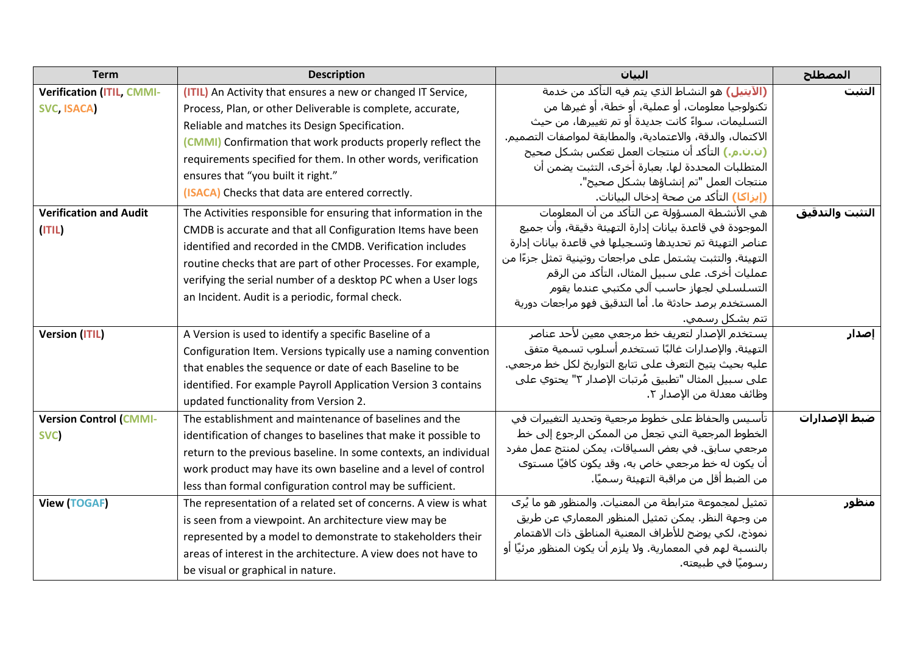| Term | Description | البيان | المصطلح |
| --- | --- | --- | --- |
| **Verification (ITIL, CMMI-SVC, ISACA)** | (ITIL) An Activity that ensures a new or changed IT Service, Process, Plan, or other Deliverable is complete, accurate, Reliable and matches its Design Specification.<br>(CMMI) Confirmation that work products properly reflect the requirements specified for them. In other words, verification ensures that “you built it right.”<br>(ISACA) Checks that data are entered correctly. | (الآيتيل) هو النشاط الذي يتم فيه التأكد من خدمة تكنولوجيا معلومات، أو عملية، أو خطة، أو غيرها من التسليمات، سواءً كانت جديدة أو تم تغييرها، من حيث الاكتمال، والدقة، والاعتمادية، والمطابقة لمواصفات التصميم.<br>(ن.ن.م.) التأكد أن منتجات العمل تعكس بشكل صحيح المتطلبات المحددة لها. بعبارة أخرى، التثبت يضمن أن منتجات العمل "تم إنشاؤها بشكل صحيح".<br>(إيزاكا) التأكد من صحة إدخال البيانات. | **التثبت** |
| **Verification and Audit (ITIL)** | The Activities responsible for ensuring that information in the CMDB is accurate and that all Configuration Items have been identified and recorded in the CMDB. Verification includes routine checks that are part of other Processes. For example, verifying the serial number of a desktop PC when a User logs an Incident. Audit is a periodic, formal check. | هي الأنشطة المسؤولة عن التأكد من أن المعلومات الموجودة في قاعدة بيانات إدارة التهيئة دقيقة، وأن جميع عناصر التهيئة تم تحديدها وتسجيلها في قاعدة بيانات إدارة التهيئة. والتثبت يشتمل على مراجعات روتينية تمثل جزءًا من عمليات أخرى. على سبيل المثال، التأكد من الرقم التسلسلي لجهاز حاسب آلي مكتبي عندما يقوم المستخدم برصد حادثة ما. أما التدقيق فهو مراجعات دورية تتم بشكل رسمي. | **التثبت والتدقيق** |
| **Version (ITIL)** | A Version is used to identify a specific Baseline of a Configuration Item. Versions typically use a naming convention that enables the sequence or date of each Baseline to be identified. For example Payroll Application Version 3 contains updated functionality from Version 2. | يستخدم الإصدار لتعريف خط مرجعي معين لأحد عناصر التهيئة. والإصدارات غالبًا تستخدم أسلوب تسمية متفق عليه بحيث يتيح التعرف على تتابع التواريخ لكل خط مرجعي. على سبيل المثال "تطبيق مُرتبات الإصدار ٣" يحتوي على وظائف معدلة من الإصدار ٢. | **إصدار** |
| **Version Control (CMMI-SVC)** | The establishment and maintenance of baselines and the identification of changes to baselines that make it possible to return to the previous baseline. In some contexts, an individual work product may have its own baseline and a level of control less than formal configuration control may be sufficient. | تأسيس والحفاظ على خطوط مرجعية وتحديد التغييرات في الخطوط المرجعية التي تجعل من الممكن الرجوع إلى خط مرجعي سابق. في بعض السياقات، يمكن لمنتج عمل مفرد أن يكون له خط مرجعي خاص به، وقد يكون كافيًا مستوى من الضبط أقل من مراقبة التهيئة رسميًا. | **ضبط الإصدارات** |
| **View (TOGAF)** | The representation of a related set of concerns. A view is what is seen from a viewpoint. An architecture view may be represented by a model to demonstrate to stakeholders their areas of interest in the architecture. A view does not have to be visual or graphical in nature. | تمثيل لمجموعة مترابطة من المعنيات. والمنظور هو ما يُرى من وجهة النظر. يمكن تمثيل المنظور المعماري عن طريق نموذج، لكي يوضح للأطراف المعنية المناطق ذات الاهتمام بالنسبة لهم في المعمارية. ولا يلزم أن يكون المنظور مرئيًا أو رسوميًا في طبيعته. | **منظور** |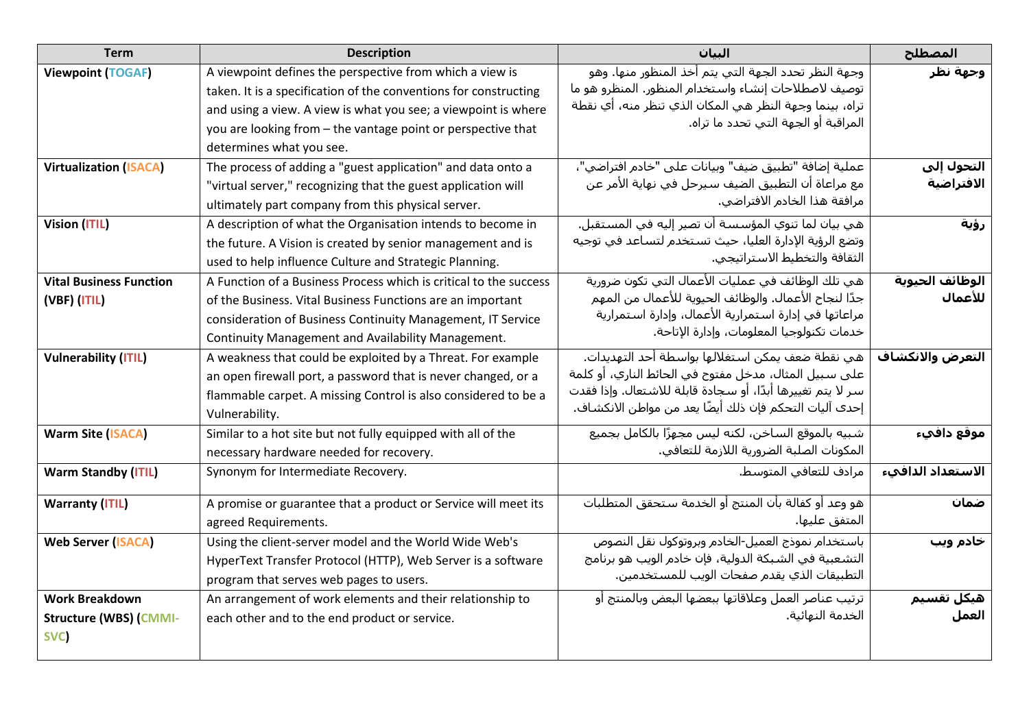| Term | Description | البيان | المصطلح |
|---|---|---|---|
| **Viewpoint (TOGAF)** | A viewpoint defines the perspective from which a view is taken. It is a specification of the conventions for constructing and using a view. A view is what you see; a viewpoint is where you are looking from – the vantage point or perspective that determines what you see. | وجهة النظر تحدد الجهة التي يتم أخذ المنظور منها. وهو توصيف لاصطلاحات إنشاء واستخدام المنظور. المنظور هو ما تراه، بينما وجهة النظر هي المكان الذي تنظر منه، أي نقطة المراقبة أو الجهة التي تحدد ما تراه. | **وجهة نظر** |
| **Virtualization (ISACA)** | The process of adding a "guest application" and data onto a "virtual server," recognizing that the guest application will ultimately part company from this physical server. | عملية إضافة "تطبيق ضيف" وبيانات على "خادم افتراضي"، مع مراعاة أن التطبيق الضيف سيرحل في نهاية الأمر عن مرافقة هذا الخادم الافتراضي. | **التحول إلى الافتراضية** |
| **Vision (ITIL)** | A description of what the Organisation intends to become in the future. A Vision is created by senior management and is used to help influence Culture and Strategic Planning. | هي بيان لما تنوي المؤسسة أن تصير إليه في المستقبل. وتضع الرؤية الإدارة العليا، حيث تستخدم لتساعد في توجيه الثقافة والتخطيط الاستراتيجي. | **رؤية** |
| **Vital Business Function (VBF) (ITIL)** | A Function of a Business Process which is critical to the success of the Business. Vital Business Functions are an important consideration of Business Continuity Management, IT Service Continuity Management and Availability Management. | هي تلك الوظائف في عمليات الأعمال التي تكون ضرورية جدًا لنجاح الأعمال. والوظائف الحيوية للأعمال من المهم مراعاتها في إدارة استمرارية الأعمال، وإدارة استمرارية خدمات تكنولوجيا المعلومات، وإدارة الإتاحة. | **الوظائف الحيوية للأعمال** |
| **Vulnerability (ITIL)** | A weakness that could be exploited by a Threat. For example an open firewall port, a password that is never changed, or a flammable carpet. A missing Control is also considered to be a Vulnerability. | هي نقطة ضعف يمكن استغلالها بواسطة أحد التهديدات. على سبيل المثال، مدخل مفتوح في الحائط الناري، أو كلمة سر لا يتم تغييرها أبدًا، أو سجادة قابلة للاشتعال. وإذا فقدت إحدى آليات التحكم فإن ذلك أيضًا يعد من مواطن الانكشاف. | **التعرض والانكشاف** |
| **Warm Site (ISACA)** | Similar to a hot site but not fully equipped with all of the necessary hardware needed for recovery. | شبيه بالموقع الساخن، لكنه ليس مجهزًا بالكامل بجميع المكونات الصلبة الضرورية اللازمة للتعافي. | **موقع دافيء** |
| **Warm Standby (ITIL)** | Synonym for Intermediate Recovery. | مرادف للتعافي المتوسط. | **الاستعداد الدافيء** |
| **Warranty (ITIL)** | A promise or guarantee that a product or Service will meet its agreed Requirements. | هو وعد أو كفالة بأن المنتج أو الخدمة ستحقق المتطلبات المتفق عليها. | **ضمان** |
| **Web Server (ISACA)** | Using the client-server model and the World Wide Web's HyperText Transfer Protocol (HTTP), Web Server is a software program that serves web pages to users. | باستخدام نموذج العميل-الخادم وبروتوكول نقل النصوص التشعبية في الشبكة الدولية، فإن خادم الويب هو برنامج التطبيقات الذي يقدم صفحات الويب للمستخدمين. | **خادم ويب** |
| **Work Breakdown Structure (WBS) (CMMI-SVC)** | An arrangement of work elements and their relationship to each other and to the end product or service. | ترتيب عناصر العمل وعلاقاتها ببعضها البعض وبالمنتج أو الخدمة النهائية. | **هيكل تقسيم العمل** |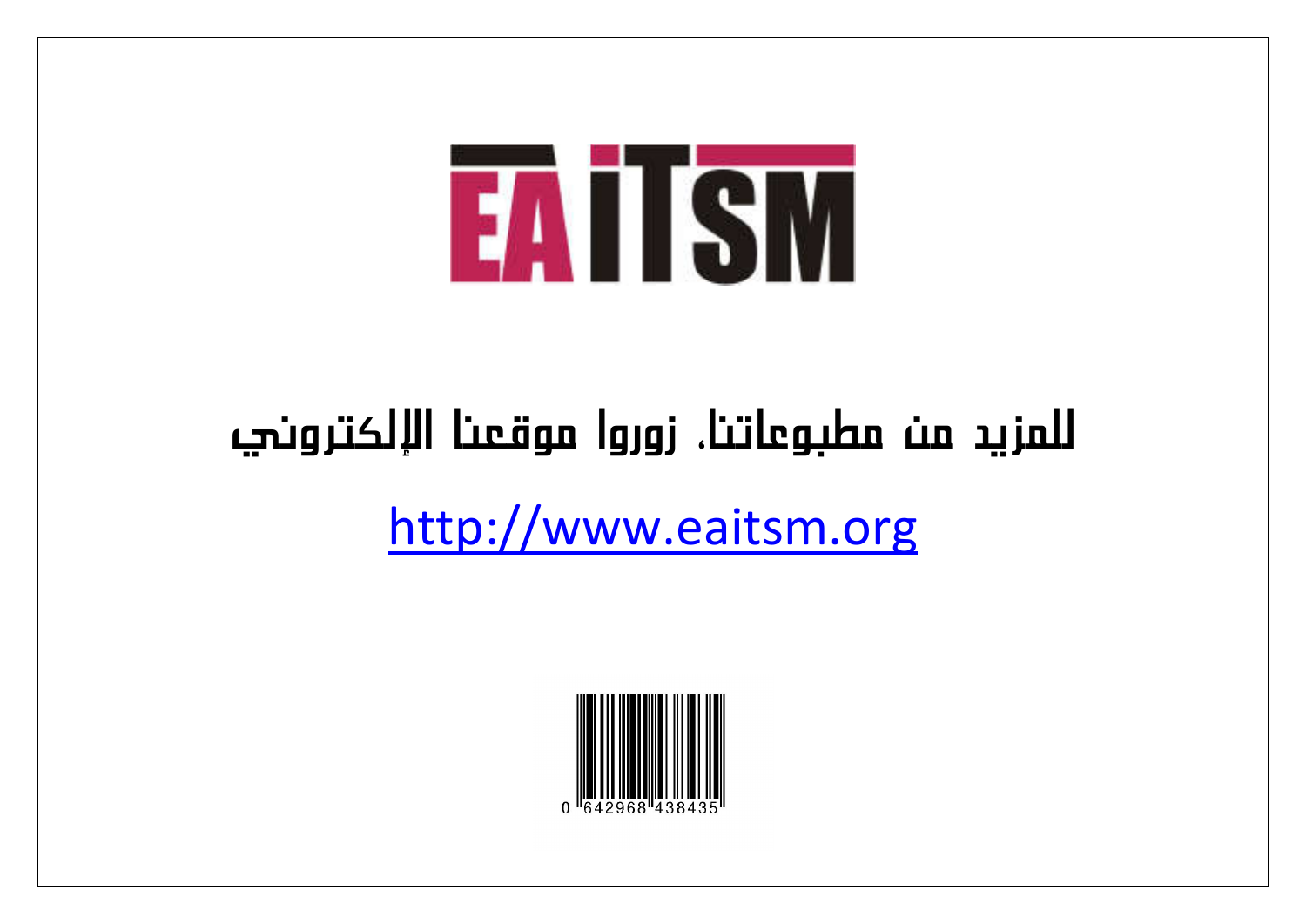EAITSM

للمزيد من مطبوعاتنا، زوروا موقعنا الإلكتروني

http://www.eaitsm.org

0 642968 438435